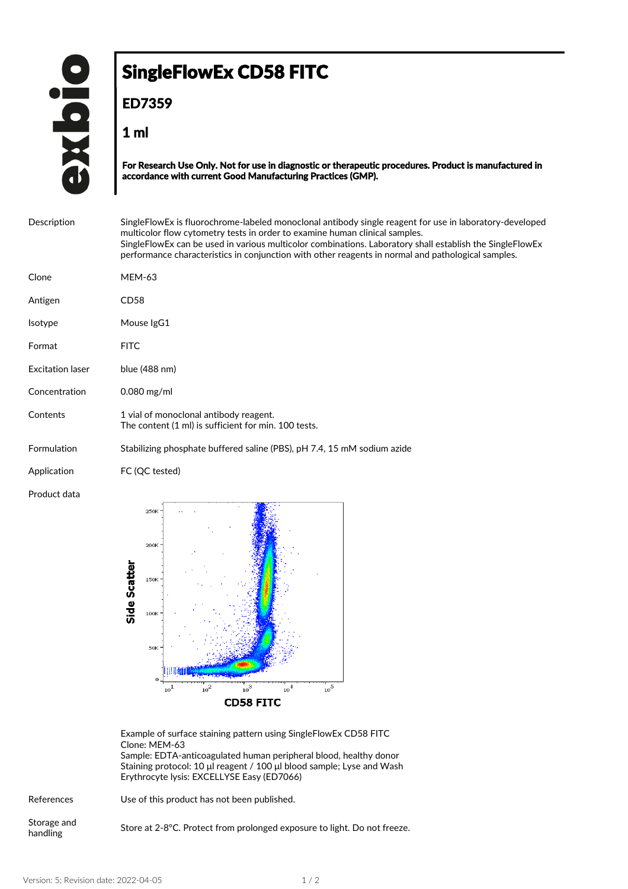# SingleFlowEx CD58 FITC

## ED7359

## 1 ml

**For Research Use Only. Not for use in diagnostic or therapeutic procedures. Product is manufactured in accordance with current Good Manufacturing Practices (GMP).**

| | |
|---|---|
| Description | SingleFlowEx is fluorochrome-labeled monoclonal antibody single reagent for use in laboratory-developed multicolor flow cytometry tests in order to examine human clinical samples. SingleFlowEx can be used in various multicolor combinations. Laboratory shall establish the SingleFlowEx performance characteristics in conjunction with other reagents in normal and pathological samples. |
| Clone | MEM-63 |
| Antigen | CD58 |
| Isotype | Mouse IgG1 |
| Format | FITC |
| Excitation laser | blue (488 nm) |
| Concentration | 0.080 mg/ml |
| Contents | 1 vial of monoclonal antibody reagent. The content (1 ml) is sufficient for min. 100 tests. |
| Formulation | Stabilizing phosphate buffered saline (PBS), pH 7.4, 15 mM sodium azide |
| Application | FC (QC tested) |
| Product data | |

Example of surface staining pattern using SingleFlowEx CD58 FITC
Clone: MEM-63
Sample: EDTA-anticoagulated human peripheral blood, healthy donor
Staining protocol: 10 µl reagent / 100 µl blood sample; Lyse and Wash
Erythrocyte lysis: EXCELLYSE Easy (ED7066)

| | |
|---|---|
| References | Use of this product has not been published. |
| Storage and handling | Store at 2-8°C. Protect from prolonged exposure to light. Do not freeze. |

Version: 5; Revision date: 2022-04-05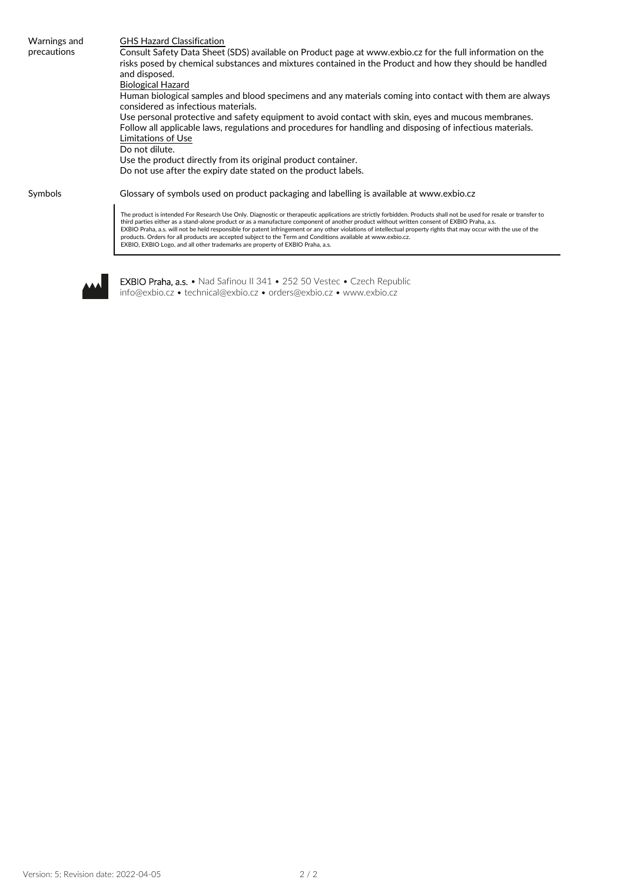**Warnings and precautions**

GHS Hazard Classification

Consult Safety Data Sheet (SDS) available on Product page at www.exbio.cz for the full information on the risks posed by chemical substances and mixtures contained in the Product and how they should be handled and disposed.

Biological Hazard

Human biological samples and blood specimens and any materials coming into contact with them are always considered as infectious materials.

Use personal protective and safety equipment to avoid contact with skin, eyes and mucous membranes.

Follow all applicable laws, regulations and procedures for handling and disposing of infectious materials.

Limitations of Use

Do not dilute.

Use the product directly from its original product container.

Do not use after the expiry date stated on the product labels.

**Symbols**

Glossary of symbols used on product packaging and labelling is available at www.exbio.cz

The product is intended For Research Use Only. Diagnostic or therapeutic applications are strictly forbidden. Products shall not be used for resale or transfer to third parties either as a stand-alone product or as a manufacture component of another product without written consent of EXBIO Praha, a.s.
EXBIO Praha, a.s. will not be held responsible for patent infringement or any other violations of intellectual property rights that may occur with the use of the products. Orders for all products are accepted subject to the Term and Conditions available at www.exbio.cz.
EXBIO, EXBIO Logo, and all other trademarks are property of EXBIO Praha, a.s.

EXBIO Praha, a.s. • Nad Safinou II 341 • 252 50 Vestec • Czech Republic
info@exbio.cz • technical@exbio.cz • orders@exbio.cz • www.exbio.cz

Version: 5; Revision date: 2022-04-05